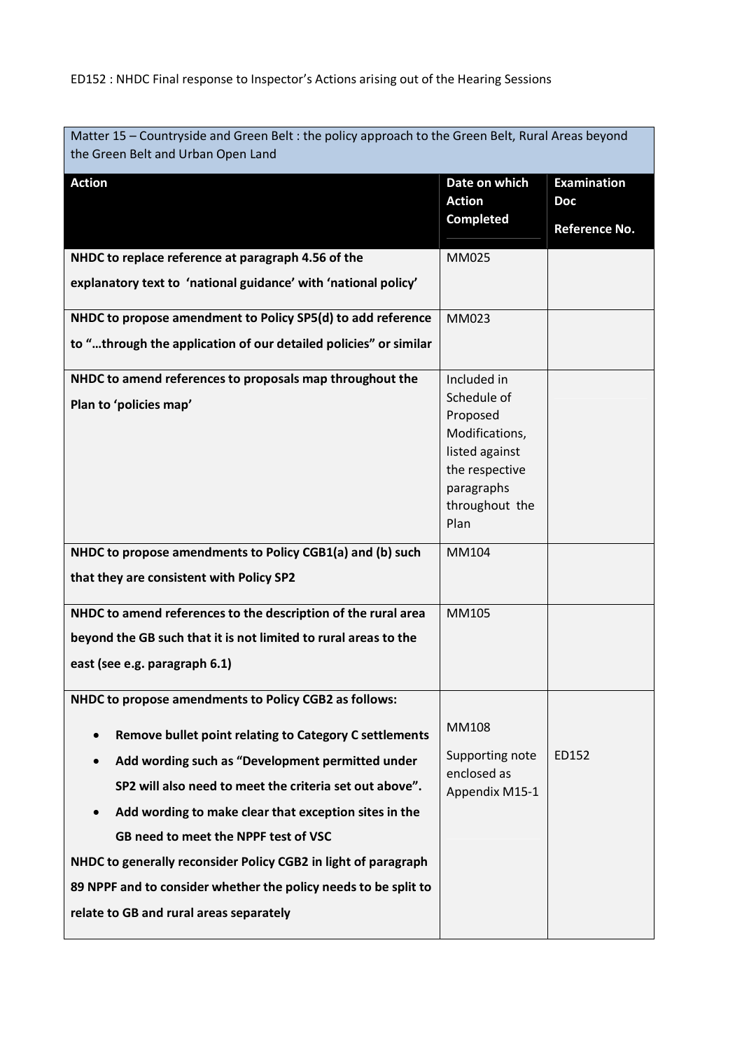ED152 : NHDC Final response to Inspector's Actions arising out of the Hearing Sessions

| Matter 15 – Countryside and Green Belt : the policy approach to the Green Belt, Rural Areas beyond the Green Belt and Urban Open Land | | |
|---|---|---|
| **Action** | **Date on which Action Completed** | **Examination Doc Reference No.** |
| **NHDC to replace reference at paragraph 4.56 of the explanatory text to 'national guidance' with 'national policy'** | MM025 | |
| **NHDC to propose amendment to Policy SP5(d) to add reference to "…through the application of our detailed policies" or similar** | MM023 | |
| **NHDC to amend references to proposals map throughout the Plan to 'policies map'** | Included in Schedule of Proposed Modifications, listed against the respective paragraphs throughout the Plan | |
| **NHDC to propose amendments to Policy CGB1(a) and (b) such that they are consistent with Policy SP2** | MM104 | |
| **NHDC to amend references to the description of the rural area beyond the GB such that it is not limited to rural areas to the east (see e.g. paragraph 6.1)** | MM105 | |
| **NHDC to propose amendments to Policy CGB2 as follows:**<br>• **Remove bullet point relating to Category C settlements**<br>• **Add wording such as "Development permitted under SP2 will also need to meet the criteria set out above".**<br>• **Add wording to make clear that exception sites in the GB need to meet the NPPF test of VSC**<br>**NHDC to generally reconsider Policy CGB2 in light of paragraph 89 NPPF and to consider whether the policy needs to be split to relate to GB and rural areas separately** | MM108<br>Supporting note enclosed as Appendix M15-1 | ED152 |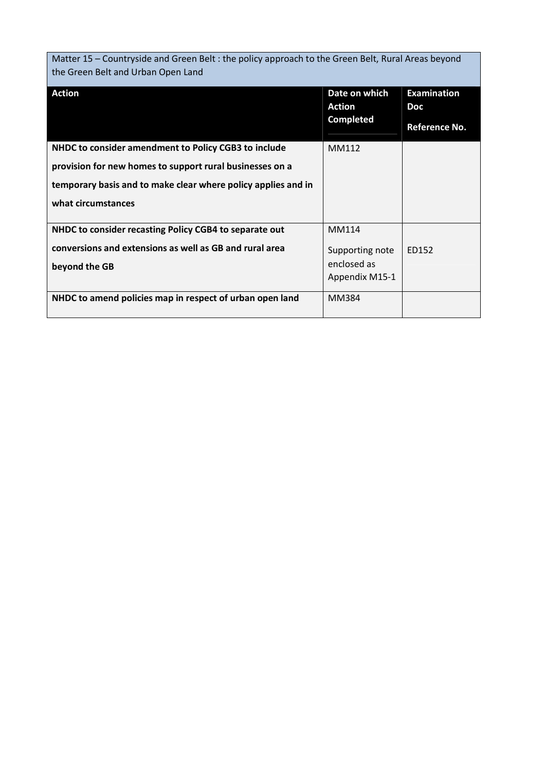| Matter 15 – Countryside and Green Belt : the policy approach to the Green Belt, Rural Areas beyond the Green Belt and Urban Open Land | | |
|---|---|---|
| **Action** | **Date on which Action Completed** | **Examination Doc Reference No.** |
| **NHDC to consider amendment to Policy CGB3 to include provision for new homes to support rural businesses on a temporary basis and to make clear where policy applies and in what circumstances** | MM112 | |
| **NHDC to consider recasting Policy CGB4 to separate out conversions and extensions as well as GB and rural area beyond the GB** | MM114<br><br>Supporting note enclosed as Appendix M15-1 | ED152 |
| **NHDC to amend policies map in respect of urban open land** | MM384 | |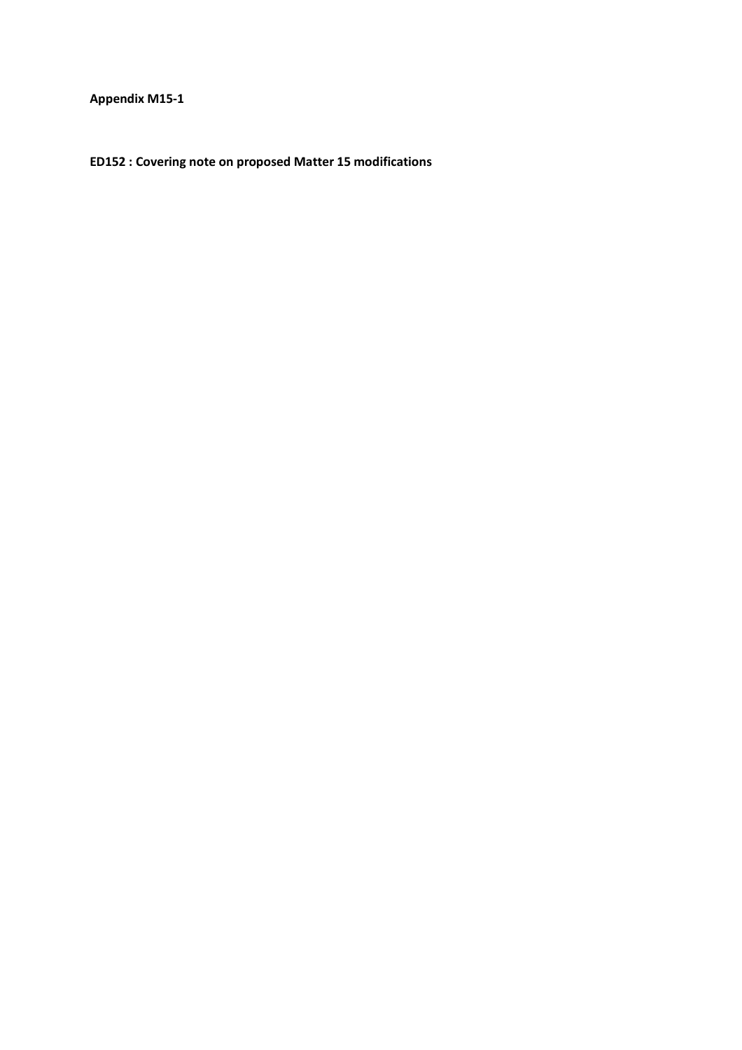**Appendix M15-1**

**ED152 : Covering note on proposed Matter 15 modifications**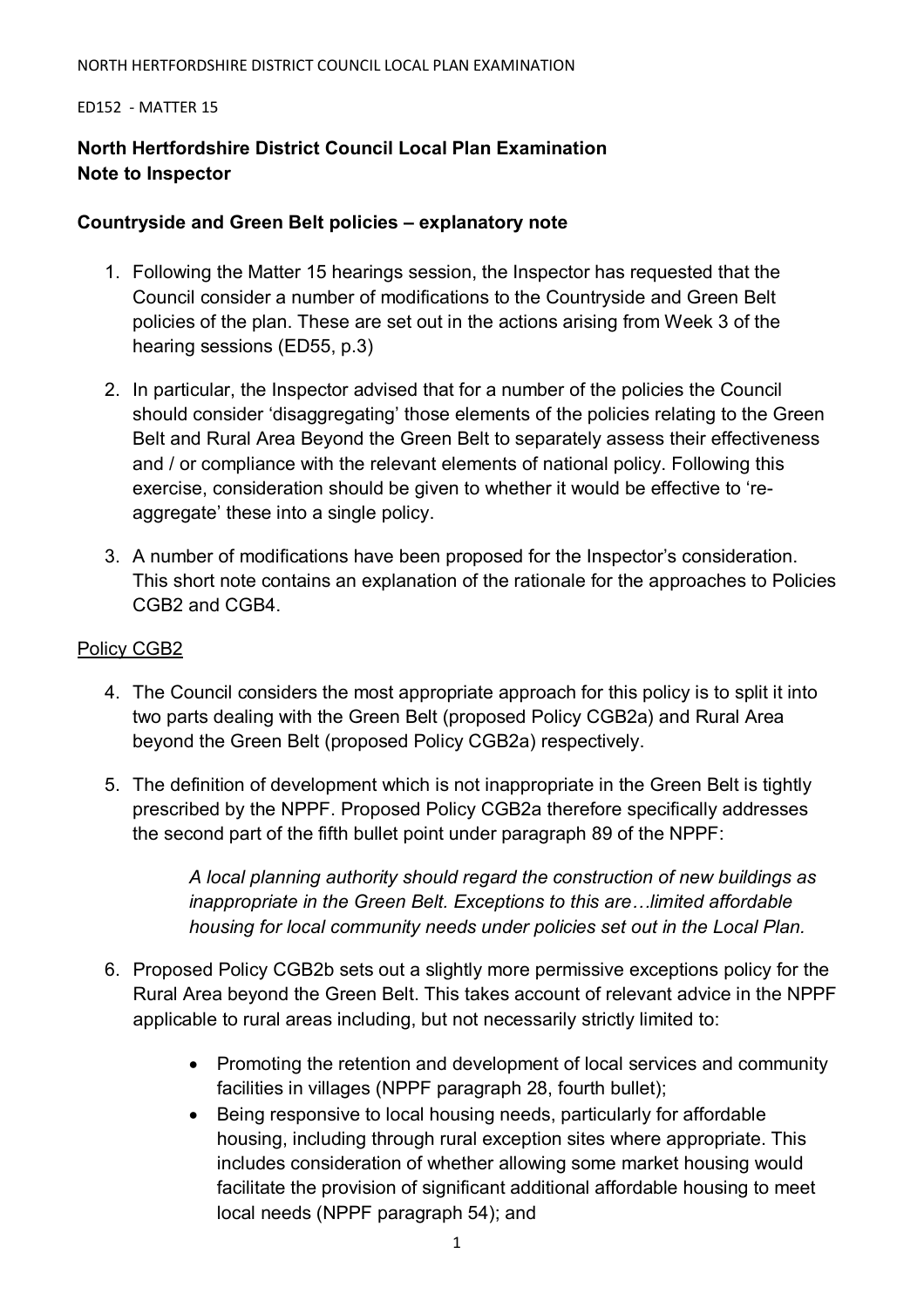NORTH HERTFORDSHIRE DISTRICT COUNCIL LOCAL PLAN EXAMINATION

ED152 - MATTER 15

**North Hertfordshire District Council Local Plan Examination**
**Note to Inspector**

**Countryside and Green Belt policies – explanatory note**

1. Following the Matter 15 hearings session, the Inspector has requested that the Council consider a number of modifications to the Countryside and Green Belt policies of the plan. These are set out in the actions arising from Week 3 of the hearing sessions (ED55, p.3)

2. In particular, the Inspector advised that for a number of the policies the Council should consider 'disaggregating' those elements of the policies relating to the Green Belt and Rural Area Beyond the Green Belt to separately assess their effectiveness and / or compliance with the relevant elements of national policy. Following this exercise, consideration should be given to whether it would be effective to 're-aggregate' these into a single policy.

3. A number of modifications have been proposed for the Inspector's consideration. This short note contains an explanation of the rationale for the approaches to Policies CGB2 and CGB4.

<u>Policy CGB2</u>

4. The Council considers the most appropriate approach for this policy is to split it into two parts dealing with the Green Belt (proposed Policy CGB2a) and Rural Area beyond the Green Belt (proposed Policy CGB2a) respectively.

5. The definition of development which is not inappropriate in the Green Belt is tightly prescribed by the NPPF. Proposed Policy CGB2a therefore specifically addresses the second part of the fifth bullet point under paragraph 89 of the NPPF:

   > *A local planning authority should regard the construction of new buildings as inappropriate in the Green Belt. Exceptions to this are…limited affordable housing for local community needs under policies set out in the Local Plan.*

6. Proposed Policy CGB2b sets out a slightly more permissive exceptions policy for the Rural Area beyond the Green Belt. This takes account of relevant advice in the NPPF applicable to rural areas including, but not necessarily strictly limited to:

   - Promoting the retention and development of local services and community facilities in villages (NPPF paragraph 28, fourth bullet);
   - Being responsive to local housing needs, particularly for affordable housing, including through rural exception sites where appropriate. This includes consideration of whether allowing some market housing would facilitate the provision of significant additional affordable housing to meet local needs (NPPF paragraph 54); and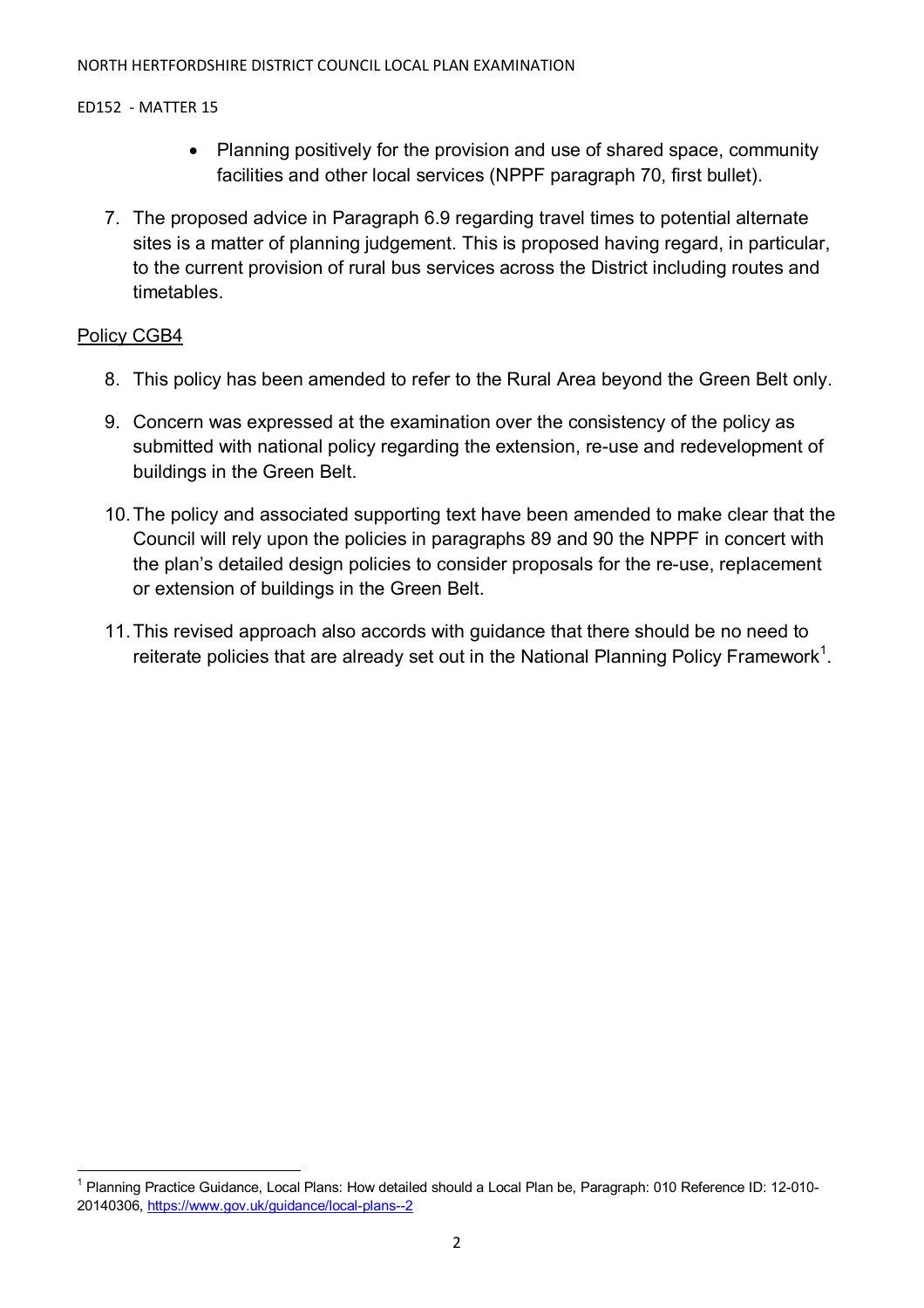- Planning positively for the provision and use of shared space, community facilities and other local services (NPPF paragraph 70, first bullet).

7. The proposed advice in Paragraph 6.9 regarding travel times to potential alternate sites is a matter of planning judgement. This is proposed having regard, in particular, to the current provision of rural bus services across the District including routes and timetables.

<u>Policy CGB4</u>

8. This policy has been amended to refer to the Rural Area beyond the Green Belt only.

9. Concern was expressed at the examination over the consistency of the policy as submitted with national policy regarding the extension, re-use and redevelopment of buildings in the Green Belt.

10. The policy and associated supporting text have been amended to make clear that the Council will rely upon the policies in paragraphs 89 and 90 the NPPF in concert with the plan's detailed design policies to consider proposals for the re-use, replacement or extension of buildings in the Green Belt.

11. This revised approach also accords with guidance that there should be no need to reiterate policies that are already set out in the National Planning Policy Framework[1].

---

[1] Planning Practice Guidance, Local Plans: How detailed should a Local Plan be, Paragraph: 010 Reference ID: 12-010-20140306, https://www.gov.uk/guidance/local-plans--2